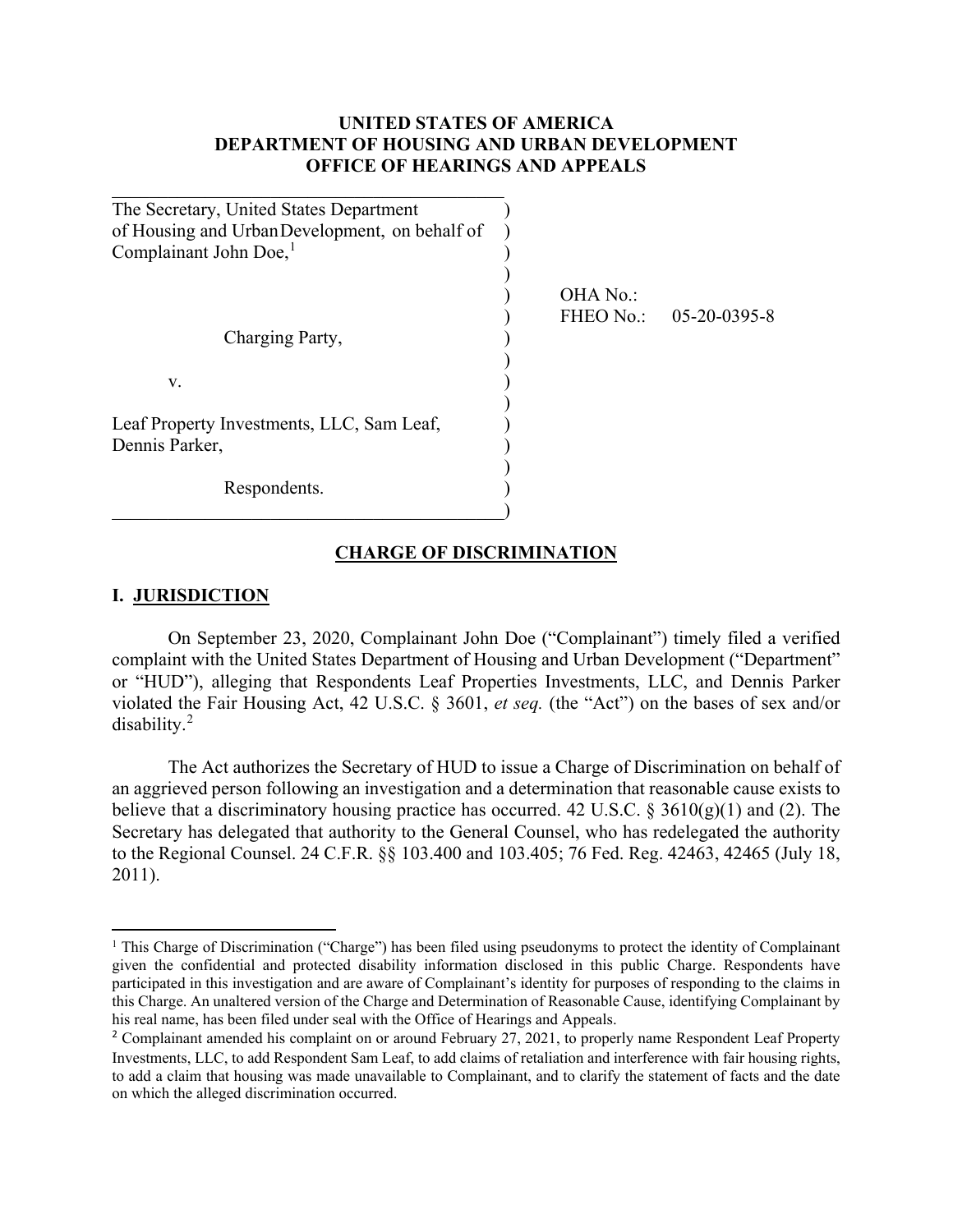**UNITED STATES OF AMERICA**
**DEPARTMENT OF HOUSING AND URBAN DEVELOPMENT**
**OFFICE OF HEARINGS AND APPEALS**

| | |
|---|---|
| The Secretary, United States Department of Housing and Urban Development, on behalf of Complainant John Doe,[1] | |
| | OHA No.: |
| | FHEO No.: 05-20-0395-8 |
| Charging Party, | |
| v. | |
| Leaf Property Investments, LLC, Sam Leaf, Dennis Parker, | |
| Respondents. | |

## CHARGE OF DISCRIMINATION

### I. JURISDICTION

On September 23, 2020, Complainant John Doe ("Complainant") timely filed a verified complaint with the United States Department of Housing and Urban Development ("Department" or "HUD"), alleging that Respondents Leaf Properties Investments, LLC, and Dennis Parker violated the Fair Housing Act, 42 U.S.C. § 3601, *et seq.* (the "Act") on the bases of sex and/or disability.[2]

The Act authorizes the Secretary of HUD to issue a Charge of Discrimination on behalf of an aggrieved person following an investigation and a determination that reasonable cause exists to believe that a discriminatory housing practice has occurred. 42 U.S.C. § 3610(g)(1) and (2). The Secretary has delegated that authority to the General Counsel, who has redelegated the authority to the Regional Counsel. 24 C.F.R. §§ 103.400 and 103.405; 76 Fed. Reg. 42463, 42465 (July 18, 2011).

---

[1] This Charge of Discrimination ("Charge") has been filed using pseudonyms to protect the identity of Complainant given the confidential and protected disability information disclosed in this public Charge. Respondents have participated in this investigation and are aware of Complainant's identity for purposes of responding to the claims in this Charge. An unaltered version of the Charge and Determination of Reasonable Cause, identifying Complainant by his real name, has been filed under seal with the Office of Hearings and Appeals.

[2] Complainant amended his complaint on or around February 27, 2021, to properly name Respondent Leaf Property Investments, LLC, to add Respondent Sam Leaf, to add claims of retaliation and interference with fair housing rights, to add a claim that housing was made unavailable to Complainant, and to clarify the statement of facts and the date on which the alleged discrimination occurred.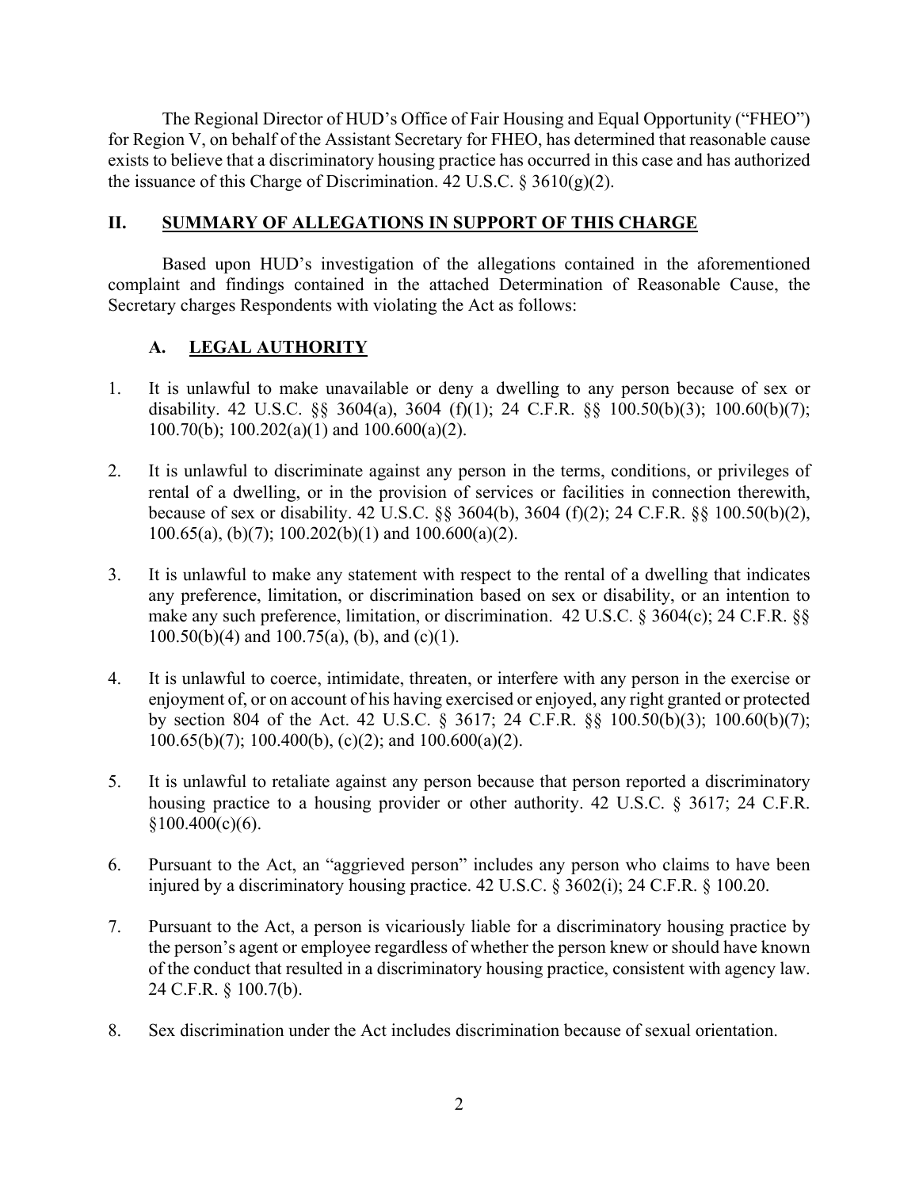The Regional Director of HUD's Office of Fair Housing and Equal Opportunity ("FHEO") for Region V, on behalf of the Assistant Secretary for FHEO, has determined that reasonable cause exists to believe that a discriminatory housing practice has occurred in this case and has authorized the issuance of this Charge of Discrimination. 42 U.S.C. § 3610(g)(2).

## II. SUMMARY OF ALLEGATIONS IN SUPPORT OF THIS CHARGE

Based upon HUD's investigation of the allegations contained in the aforementioned complaint and findings contained in the attached Determination of Reasonable Cause, the Secretary charges Respondents with violating the Act as follows:

### A. LEGAL AUTHORITY

1. It is unlawful to make unavailable or deny a dwelling to any person because of sex or disability. 42 U.S.C. §§ 3604(a), 3604 (f)(1); 24 C.F.R. §§ 100.50(b)(3); 100.60(b)(7); 100.70(b); 100.202(a)(1) and 100.600(a)(2).

2. It is unlawful to discriminate against any person in the terms, conditions, or privileges of rental of a dwelling, or in the provision of services or facilities in connection therewith, because of sex or disability. 42 U.S.C. §§ 3604(b), 3604 (f)(2); 24 C.F.R. §§ 100.50(b)(2), 100.65(a), (b)(7); 100.202(b)(1) and 100.600(a)(2).

3. It is unlawful to make any statement with respect to the rental of a dwelling that indicates any preference, limitation, or discrimination based on sex or disability, or an intention to make any such preference, limitation, or discrimination. 42 U.S.C. § 3604(c); 24 C.F.R. §§ 100.50(b)(4) and 100.75(a), (b), and (c)(1).

4. It is unlawful to coerce, intimidate, threaten, or interfere with any person in the exercise or enjoyment of, or on account of his having exercised or enjoyed, any right granted or protected by section 804 of the Act. 42 U.S.C. § 3617; 24 C.F.R. §§ 100.50(b)(3); 100.60(b)(7); 100.65(b)(7); 100.400(b), (c)(2); and 100.600(a)(2).

5. It is unlawful to retaliate against any person because that person reported a discriminatory housing practice to a housing provider or other authority. 42 U.S.C. § 3617; 24 C.F.R. §100.400(c)(6).

6. Pursuant to the Act, an "aggrieved person" includes any person who claims to have been injured by a discriminatory housing practice. 42 U.S.C. § 3602(i); 24 C.F.R. § 100.20.

7. Pursuant to the Act, a person is vicariously liable for a discriminatory housing practice by the person's agent or employee regardless of whether the person knew or should have known of the conduct that resulted in a discriminatory housing practice, consistent with agency law. 24 C.F.R. § 100.7(b).

8. Sex discrimination under the Act includes discrimination because of sexual orientation.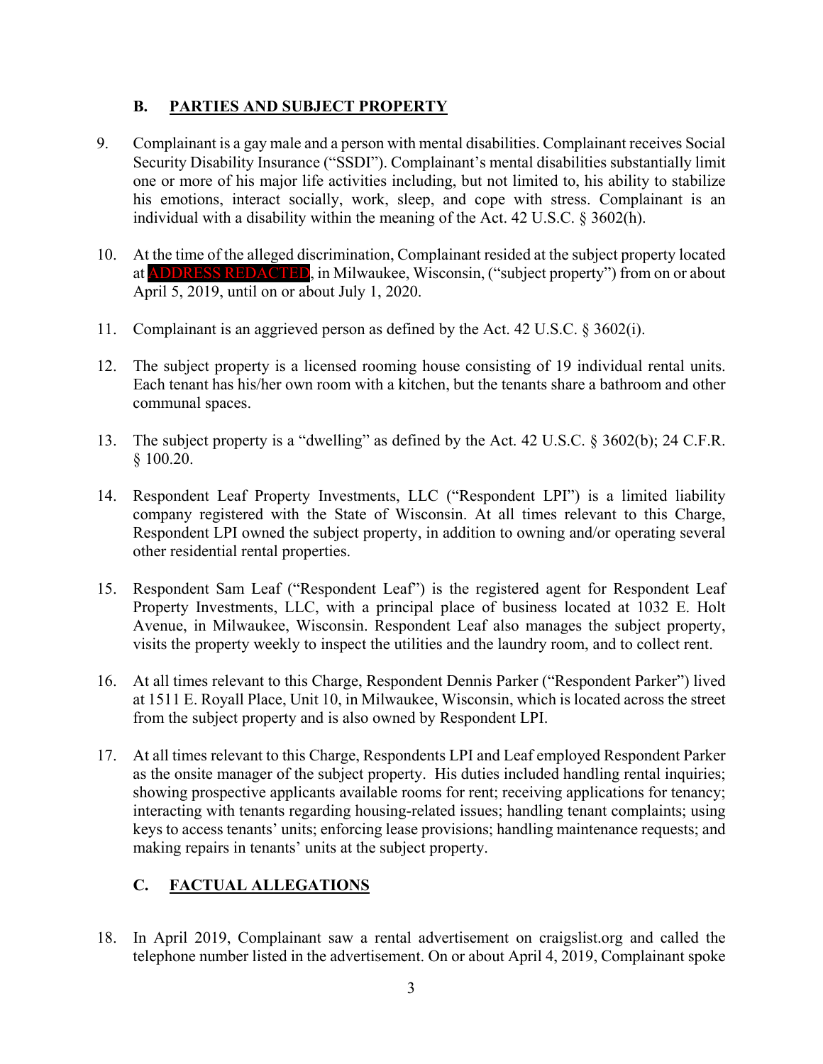### B. PARTIES AND SUBJECT PROPERTY

9. Complainant is a gay male and a person with mental disabilities. Complainant receives Social Security Disability Insurance ("SSDI"). Complainant's mental disabilities substantially limit one or more of his major life activities including, but not limited to, his ability to stabilize his emotions, interact socially, work, sleep, and cope with stress. Complainant is an individual with a disability within the meaning of the Act. 42 U.S.C. § 3602(h).

10. At the time of the alleged discrimination, Complainant resided at the subject property located at ADDRESS REDACTED, in Milwaukee, Wisconsin, ("subject property") from on or about April 5, 2019, until on or about July 1, 2020.

11. Complainant is an aggrieved person as defined by the Act. 42 U.S.C. § 3602(i).

12. The subject property is a licensed rooming house consisting of 19 individual rental units. Each tenant has his/her own room with a kitchen, but the tenants share a bathroom and other communal spaces.

13. The subject property is a "dwelling" as defined by the Act. 42 U.S.C. § 3602(b); 24 C.F.R. § 100.20.

14. Respondent Leaf Property Investments, LLC ("Respondent LPI") is a limited liability company registered with the State of Wisconsin. At all times relevant to this Charge, Respondent LPI owned the subject property, in addition to owning and/or operating several other residential rental properties.

15. Respondent Sam Leaf ("Respondent Leaf") is the registered agent for Respondent Leaf Property Investments, LLC, with a principal place of business located at 1032 E. Holt Avenue, in Milwaukee, Wisconsin. Respondent Leaf also manages the subject property, visits the property weekly to inspect the utilities and the laundry room, and to collect rent.

16. At all times relevant to this Charge, Respondent Dennis Parker ("Respondent Parker") lived at 1511 E. Royall Place, Unit 10, in Milwaukee, Wisconsin, which is located across the street from the subject property and is also owned by Respondent LPI.

17. At all times relevant to this Charge, Respondents LPI and Leaf employed Respondent Parker as the onsite manager of the subject property. His duties included handling rental inquiries; showing prospective applicants available rooms for rent; receiving applications for tenancy; interacting with tenants regarding housing-related issues; handling tenant complaints; using keys to access tenants' units; enforcing lease provisions; handling maintenance requests; and making repairs in tenants' units at the subject property.

### C. FACTUAL ALLEGATIONS

18. In April 2019, Complainant saw a rental advertisement on craigslist.org and called the telephone number listed in the advertisement. On or about April 4, 2019, Complainant spoke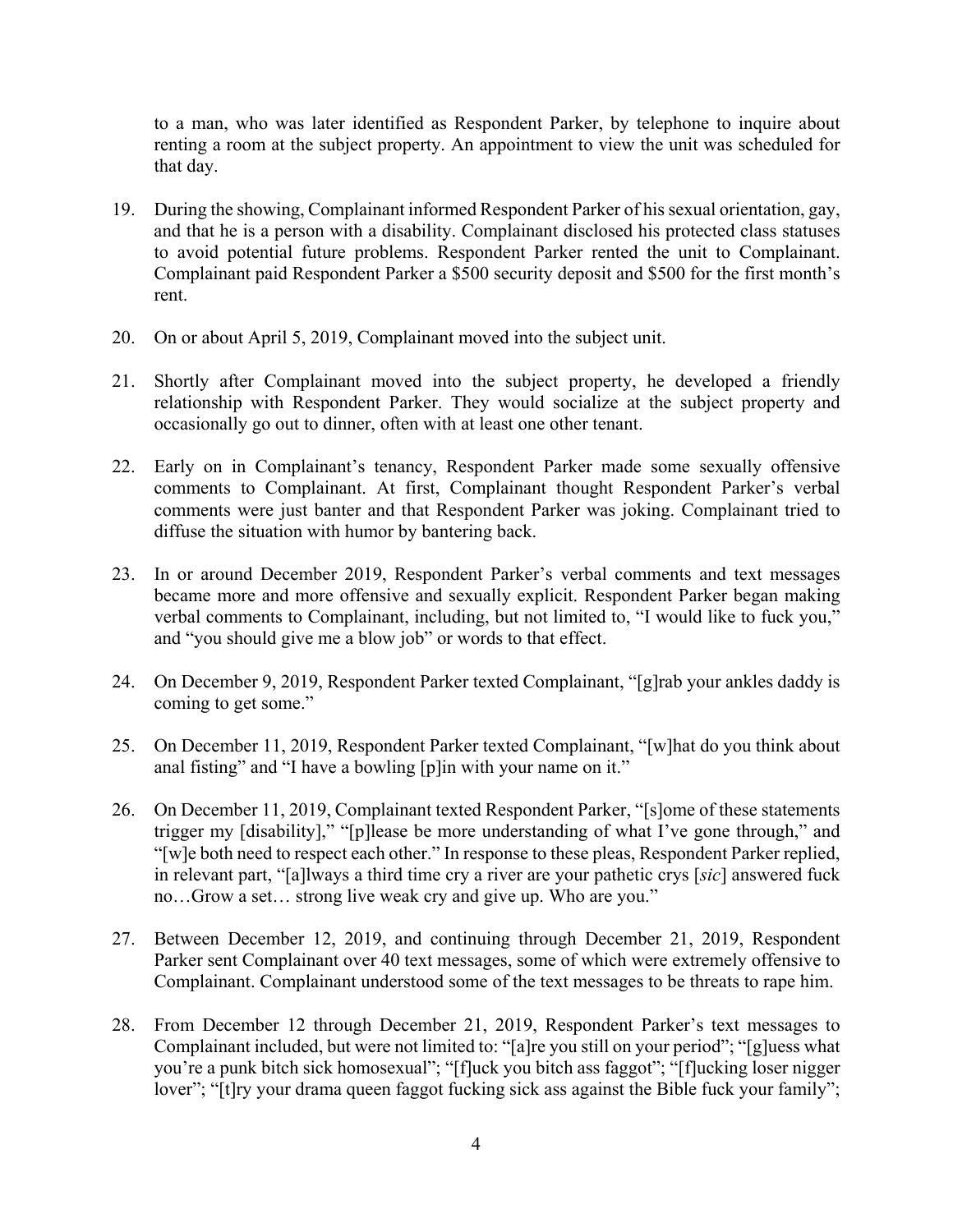to a man, who was later identified as Respondent Parker, by telephone to inquire about renting a room at the subject property. An appointment to view the unit was scheduled for that day.

19. During the showing, Complainant informed Respondent Parker of his sexual orientation, gay, and that he is a person with a disability. Complainant disclosed his protected class statuses to avoid potential future problems. Respondent Parker rented the unit to Complainant. Complainant paid Respondent Parker a $500 security deposit and $500 for the first month's rent.

20. On or about April 5, 2019, Complainant moved into the subject unit.

21. Shortly after Complainant moved into the subject property, he developed a friendly relationship with Respondent Parker. They would socialize at the subject property and occasionally go out to dinner, often with at least one other tenant.

22. Early on in Complainant's tenancy, Respondent Parker made some sexually offensive comments to Complainant. At first, Complainant thought Respondent Parker's verbal comments were just banter and that Respondent Parker was joking. Complainant tried to diffuse the situation with humor by bantering back.

23. In or around December 2019, Respondent Parker's verbal comments and text messages became more and more offensive and sexually explicit. Respondent Parker began making verbal comments to Complainant, including, but not limited to, "I would like to fuck you," and "you should give me a blow job" or words to that effect.

24. On December 9, 2019, Respondent Parker texted Complainant, "[g]rab your ankles daddy is coming to get some."

25. On December 11, 2019, Respondent Parker texted Complainant, "[w]hat do you think about anal fisting" and "I have a bowling [p]in with your name on it."

26. On December 11, 2019, Complainant texted Respondent Parker, "[s]ome of these statements trigger my [disability]," "[p]lease be more understanding of what I've gone through," and "[w]e both need to respect each other." In response to these pleas, Respondent Parker replied, in relevant part, "[a]lways a third time cry a river are your pathetic crys [*sic*] answered fuck no…Grow a set… strong live weak cry and give up. Who are you."

27. Between December 12, 2019, and continuing through December 21, 2019, Respondent Parker sent Complainant over 40 text messages, some of which were extremely offensive to Complainant. Complainant understood some of the text messages to be threats to rape him.

28. From December 12 through December 21, 2019, Respondent Parker's text messages to Complainant included, but were not limited to: "[a]re you still on your period"; "[g]uess what you're a punk bitch sick homosexual"; "[f]uck you bitch ass faggot"; "[f]ucking loser nigger lover"; "[t]ry your drama queen faggot fucking sick ass against the Bible fuck your family";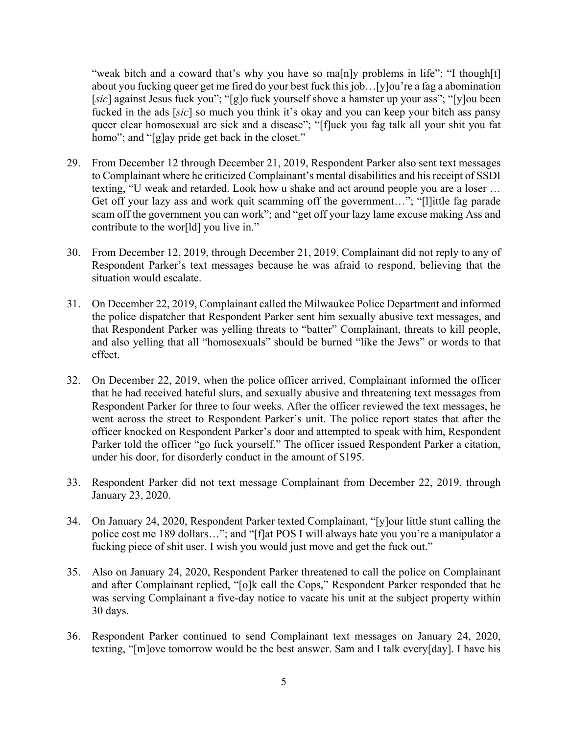"weak bitch and a coward that's why you have so ma[n]y problems in life"; "I though[t] about you fucking queer get me fired do your best fuck this job…[y]ou're a fag a abomination [*sic*] against Jesus fuck you"; "[g]o fuck yourself shove a hamster up your ass"; "[y]ou been fucked in the ads [*sic*] so much you think it's okay and you can keep your bitch ass pansy queer clear homosexual are sick and a disease"; "[f]uck you fag talk all your shit you fat homo"; and "[g]ay pride get back in the closet."

29. From December 12 through December 21, 2019, Respondent Parker also sent text messages to Complainant where he criticized Complainant's mental disabilities and his receipt of SSDI texting, "U weak and retarded. Look how u shake and act around people you are a loser … Get off your lazy ass and work quit scamming off the government…"; "[l]ittle fag parade scam off the government you can work"; and "get off your lazy lame excuse making Ass and contribute to the wor[ld] you live in."

30. From December 12, 2019, through December 21, 2019, Complainant did not reply to any of Respondent Parker's text messages because he was afraid to respond, believing that the situation would escalate.

31. On December 22, 2019, Complainant called the Milwaukee Police Department and informed the police dispatcher that Respondent Parker sent him sexually abusive text messages, and that Respondent Parker was yelling threats to "batter" Complainant, threats to kill people, and also yelling that all "homosexuals" should be burned "like the Jews" or words to that effect.

32. On December 22, 2019, when the police officer arrived, Complainant informed the officer that he had received hateful slurs, and sexually abusive and threatening text messages from Respondent Parker for three to four weeks. After the officer reviewed the text messages, he went across the street to Respondent Parker's unit. The police report states that after the officer knocked on Respondent Parker's door and attempted to speak with him, Respondent Parker told the officer "go fuck yourself." The officer issued Respondent Parker a citation, under his door, for disorderly conduct in the amount of $195.

33. Respondent Parker did not text message Complainant from December 22, 2019, through January 23, 2020.

34. On January 24, 2020, Respondent Parker texted Complainant, "[y]our little stunt calling the police cost me 189 dollars…"; and "[f]at POS I will always hate you you're a manipulator a fucking piece of shit user. I wish you would just move and get the fuck out."

35. Also on January 24, 2020, Respondent Parker threatened to call the police on Complainant and after Complainant replied, "[o]k call the Cops," Respondent Parker responded that he was serving Complainant a five-day notice to vacate his unit at the subject property within 30 days.

36. Respondent Parker continued to send Complainant text messages on January 24, 2020, texting, "[m]ove tomorrow would be the best answer. Sam and I talk every[day]. I have his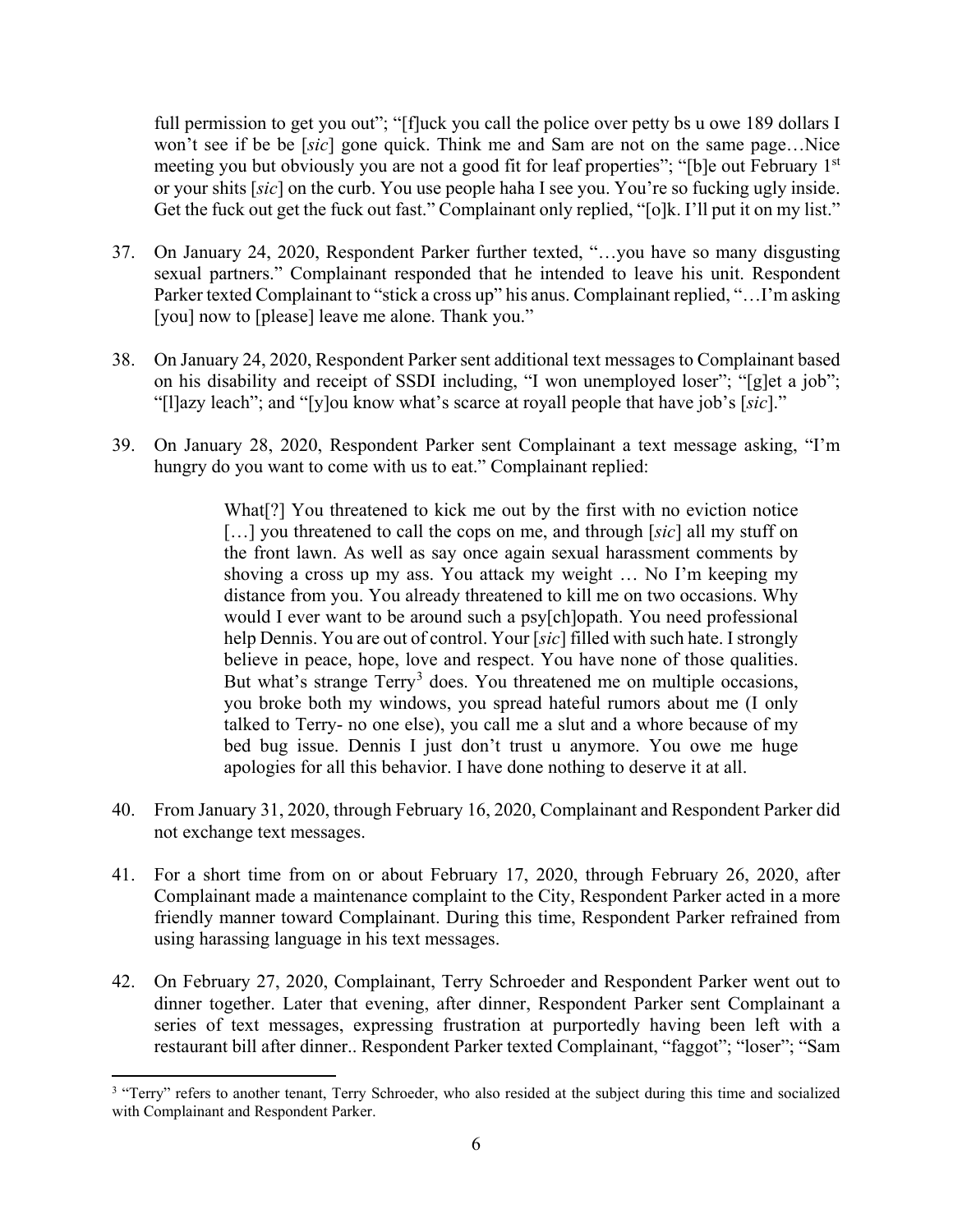full permission to get you out"; "[f]uck you call the police over petty bs u owe 189 dollars I won't see if be be [*sic*] gone quick. Think me and Sam are not on the same page…Nice meeting you but obviously you are not a good fit for leaf properties"; "[b]e out February 1st or your shits [*sic*] on the curb. You use people haha I see you. You're so fucking ugly inside. Get the fuck out get the fuck out fast." Complainant only replied, "[o]k. I'll put it on my list."

37. On January 24, 2020, Respondent Parker further texted, "…you have so many disgusting sexual partners." Complainant responded that he intended to leave his unit. Respondent Parker texted Complainant to "stick a cross up" his anus. Complainant replied, "…I'm asking [you] now to [please] leave me alone. Thank you."

38. On January 24, 2020, Respondent Parker sent additional text messages to Complainant based on his disability and receipt of SSDI including, "I won unemployed loser"; "[g]et a job"; "[l]azy leach"; and "[y]ou know what's scarce at royall people that have job's [*sic*]."

39. On January 28, 2020, Respondent Parker sent Complainant a text message asking, "I'm hungry do you want to come with us to eat." Complainant replied:

> What[?] You threatened to kick me out by the first with no eviction notice […] you threatened to call the cops on me, and through [*sic*] all my stuff on the front lawn. As well as say once again sexual harassment comments by shoving a cross up my ass. You attack my weight … No I'm keeping my distance from you. You already threatened to kill me on two occasions. Why would I ever want to be around such a psy[ch]opath. You need professional help Dennis. You are out of control. Your [*sic*] filled with such hate. I strongly believe in peace, hope, love and respect. You have none of those qualities. But what's strange Terry[3] does. You threatened me on multiple occasions, you broke both my windows, you spread hateful rumors about me (I only talked to Terry- no one else), you call me a slut and a whore because of my bed bug issue. Dennis I just don't trust u anymore. You owe me huge apologies for all this behavior. I have done nothing to deserve it at all.

40. From January 31, 2020, through February 16, 2020, Complainant and Respondent Parker did not exchange text messages.

41. For a short time from on or about February 17, 2020, through February 26, 2020, after Complainant made a maintenance complaint to the City, Respondent Parker acted in a more friendly manner toward Complainant. During this time, Respondent Parker refrained from using harassing language in his text messages.

42. On February 27, 2020, Complainant, Terry Schroeder and Respondent Parker went out to dinner together. Later that evening, after dinner, Respondent Parker sent Complainant a series of text messages, expressing frustration at purportedly having been left with a restaurant bill after dinner.. Respondent Parker texted Complainant, "faggot"; "loser"; "Sam

---

[3] "Terry" refers to another tenant, Terry Schroeder, who also resided at the subject during this time and socialized with Complainant and Respondent Parker.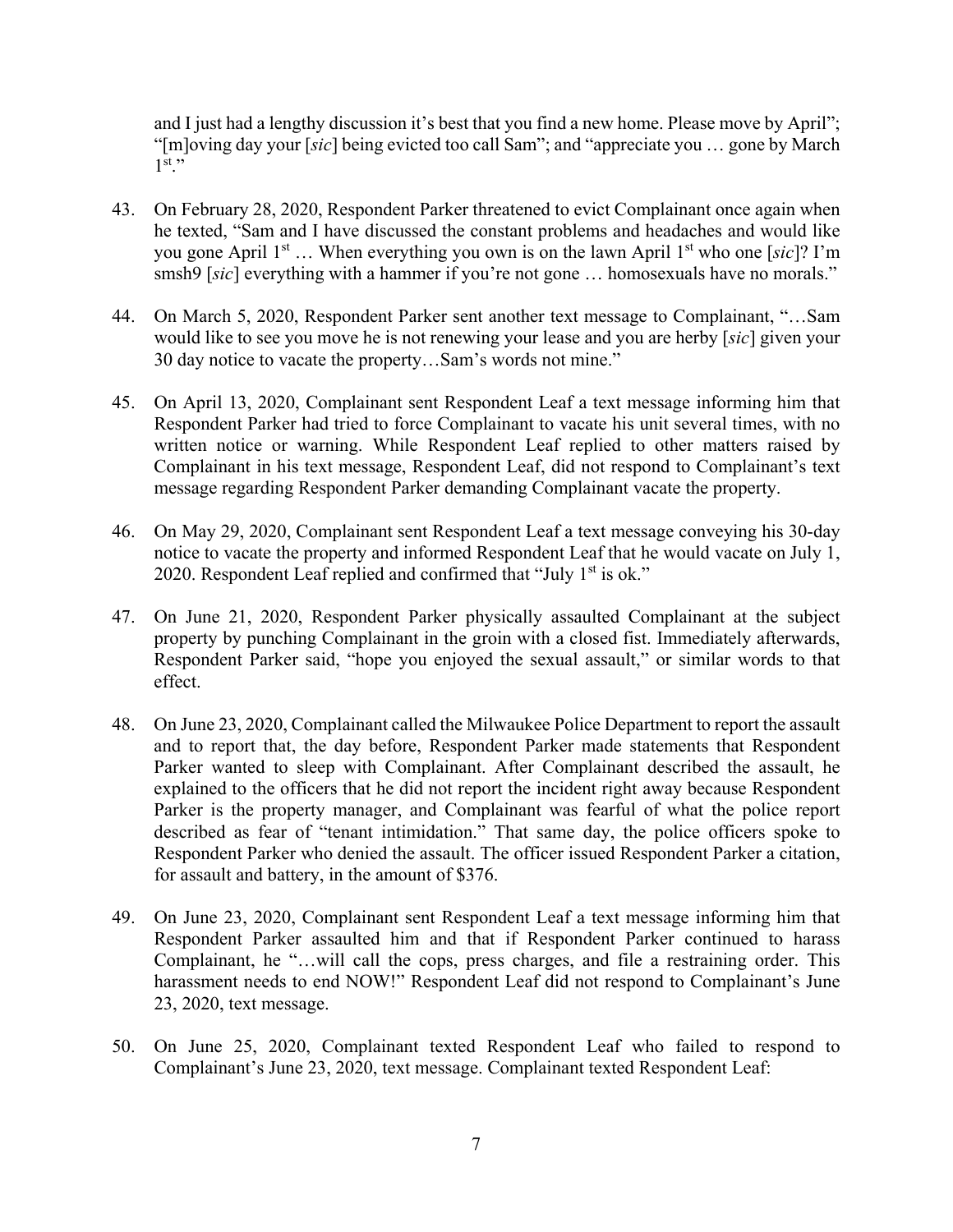and I just had a lengthy discussion it's best that you find a new home. Please move by April"; "[m]oving day your [*sic*] being evicted too call Sam"; and "appreciate you … gone by March 1st."

43. On February 28, 2020, Respondent Parker threatened to evict Complainant once again when he texted, "Sam and I have discussed the constant problems and headaches and would like you gone April 1st … When everything you own is on the lawn April 1st who one [*sic*]? I'm smsh9 [*sic*] everything with a hammer if you're not gone … homosexuals have no morals."

44. On March 5, 2020, Respondent Parker sent another text message to Complainant, "…Sam would like to see you move he is not renewing your lease and you are herby [*sic*] given your 30 day notice to vacate the property…Sam's words not mine."

45. On April 13, 2020, Complainant sent Respondent Leaf a text message informing him that Respondent Parker had tried to force Complainant to vacate his unit several times, with no written notice or warning. While Respondent Leaf replied to other matters raised by Complainant in his text message, Respondent Leaf, did not respond to Complainant's text message regarding Respondent Parker demanding Complainant vacate the property.

46. On May 29, 2020, Complainant sent Respondent Leaf a text message conveying his 30-day notice to vacate the property and informed Respondent Leaf that he would vacate on July 1, 2020. Respondent Leaf replied and confirmed that "July 1st is ok."

47. On June 21, 2020, Respondent Parker physically assaulted Complainant at the subject property by punching Complainant in the groin with a closed fist. Immediately afterwards, Respondent Parker said, "hope you enjoyed the sexual assault," or similar words to that effect.

48. On June 23, 2020, Complainant called the Milwaukee Police Department to report the assault and to report that, the day before, Respondent Parker made statements that Respondent Parker wanted to sleep with Complainant. After Complainant described the assault, he explained to the officers that he did not report the incident right away because Respondent Parker is the property manager, and Complainant was fearful of what the police report described as fear of "tenant intimidation." That same day, the police officers spoke to Respondent Parker who denied the assault. The officer issued Respondent Parker a citation, for assault and battery, in the amount of $376.

49. On June 23, 2020, Complainant sent Respondent Leaf a text message informing him that Respondent Parker assaulted him and that if Respondent Parker continued to harass Complainant, he "…will call the cops, press charges, and file a restraining order. This harassment needs to end NOW!" Respondent Leaf did not respond to Complainant's June 23, 2020, text message.

50. On June 25, 2020, Complainant texted Respondent Leaf who failed to respond to Complainant's June 23, 2020, text message. Complainant texted Respondent Leaf: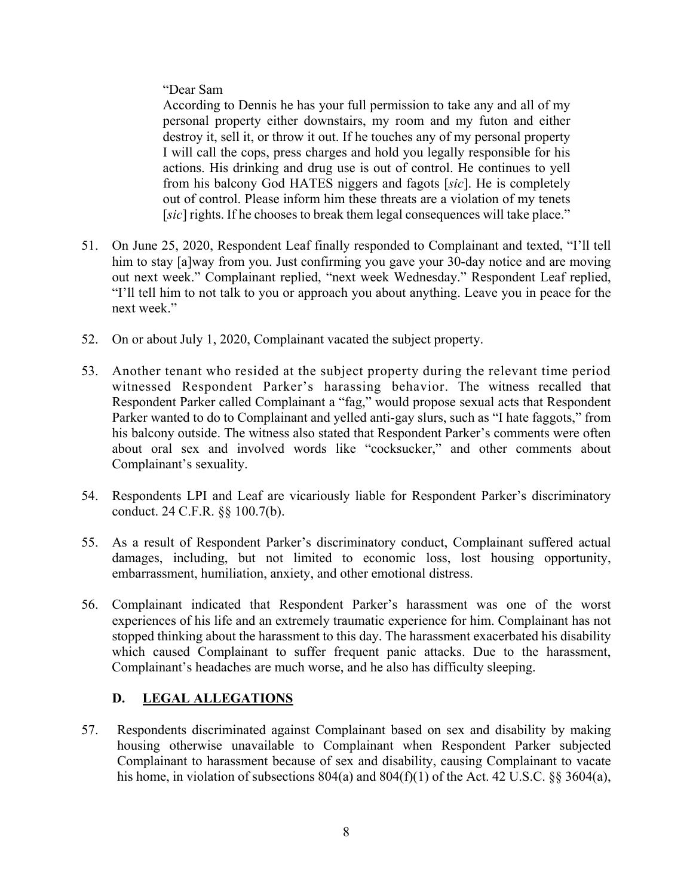> "Dear Sam
> According to Dennis he has your full permission to take any and all of my personal property either downstairs, my room and my futon and either destroy it, sell it, or throw it out. If he touches any of my personal property I will call the cops, press charges and hold you legally responsible for his actions. His drinking and drug use is out of control. He continues to yell from his balcony God HATES niggers and fagots [*sic*]. He is completely out of control. Please inform him these threats are a violation of my tenets [*sic*] rights. If he chooses to break them legal consequences will take place."

51. On June 25, 2020, Respondent Leaf finally responded to Complainant and texted, "I'll tell him to stay [a]way from you. Just confirming you gave your 30-day notice and are moving out next week." Complainant replied, "next week Wednesday." Respondent Leaf replied, "I'll tell him to not talk to you or approach you about anything. Leave you in peace for the next week."

52. On or about July 1, 2020, Complainant vacated the subject property.

53. Another tenant who resided at the subject property during the relevant time period witnessed Respondent Parker's harassing behavior. The witness recalled that Respondent Parker called Complainant a "fag," would propose sexual acts that Respondent Parker wanted to do to Complainant and yelled anti-gay slurs, such as "I hate faggots," from his balcony outside. The witness also stated that Respondent Parker's comments were often about oral sex and involved words like "cocksucker," and other comments about Complainant's sexuality.

54. Respondents LPI and Leaf are vicariously liable for Respondent Parker's discriminatory conduct. 24 C.F.R. §§ 100.7(b).

55. As a result of Respondent Parker's discriminatory conduct, Complainant suffered actual damages, including, but not limited to economic loss, lost housing opportunity, embarrassment, humiliation, anxiety, and other emotional distress.

56. Complainant indicated that Respondent Parker's harassment was one of the worst experiences of his life and an extremely traumatic experience for him. Complainant has not stopped thinking about the harassment to this day. The harassment exacerbated his disability which caused Complainant to suffer frequent panic attacks. Due to the harassment, Complainant's headaches are much worse, and he also has difficulty sleeping.

### D. <u>LEGAL ALLEGATIONS</u>

57. Respondents discriminated against Complainant based on sex and disability by making housing otherwise unavailable to Complainant when Respondent Parker subjected Complainant to harassment because of sex and disability, causing Complainant to vacate his home, in violation of subsections 804(a) and 804(f)(1) of the Act. 42 U.S.C. §§ 3604(a),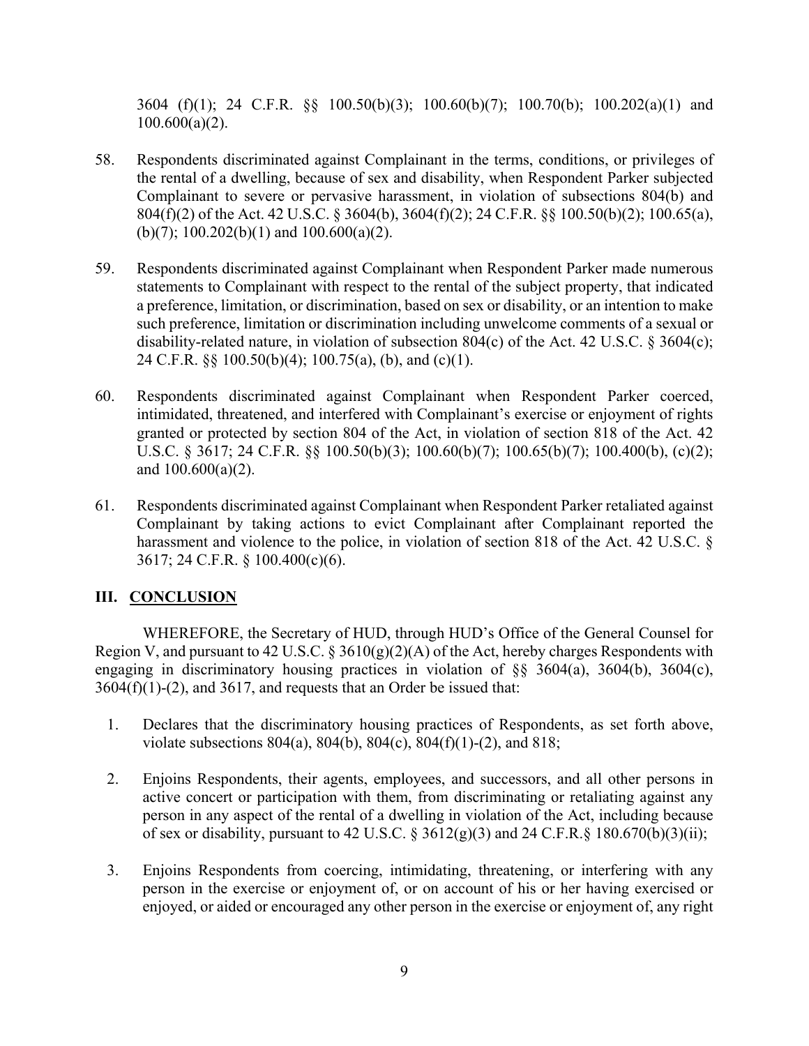3604 (f)(1); 24 C.F.R. §§ 100.50(b)(3); 100.60(b)(7); 100.70(b); 100.202(a)(1) and 100.600(a)(2).

58. Respondents discriminated against Complainant in the terms, conditions, or privileges of the rental of a dwelling, because of sex and disability, when Respondent Parker subjected Complainant to severe or pervasive harassment, in violation of subsections 804(b) and 804(f)(2) of the Act. 42 U.S.C. § 3604(b), 3604(f)(2); 24 C.F.R. §§ 100.50(b)(2); 100.65(a), (b)(7); 100.202(b)(1) and 100.600(a)(2).

59. Respondents discriminated against Complainant when Respondent Parker made numerous statements to Complainant with respect to the rental of the subject property, that indicated a preference, limitation, or discrimination, based on sex or disability, or an intention to make such preference, limitation or discrimination including unwelcome comments of a sexual or disability-related nature, in violation of subsection 804(c) of the Act. 42 U.S.C. § 3604(c); 24 C.F.R. §§ 100.50(b)(4); 100.75(a), (b), and (c)(1).

60. Respondents discriminated against Complainant when Respondent Parker coerced, intimidated, threatened, and interfered with Complainant's exercise or enjoyment of rights granted or protected by section 804 of the Act, in violation of section 818 of the Act. 42 U.S.C. § 3617; 24 C.F.R. §§ 100.50(b)(3); 100.60(b)(7); 100.65(b)(7); 100.400(b), (c)(2); and 100.600(a)(2).

61. Respondents discriminated against Complainant when Respondent Parker retaliated against Complainant by taking actions to evict Complainant after Complainant reported the harassment and violence to the police, in violation of section 818 of the Act. 42 U.S.C. § 3617; 24 C.F.R. § 100.400(c)(6).

## III. CONCLUSION

WHEREFORE, the Secretary of HUD, through HUD's Office of the General Counsel for Region V, and pursuant to 42 U.S.C. § 3610(g)(2)(A) of the Act, hereby charges Respondents with engaging in discriminatory housing practices in violation of §§ 3604(a), 3604(b), 3604(c), 3604(f)(1)-(2), and 3617, and requests that an Order be issued that:

1. Declares that the discriminatory housing practices of Respondents, as set forth above, violate subsections 804(a), 804(b), 804(c), 804(f)(1)-(2), and 818;

2. Enjoins Respondents, their agents, employees, and successors, and all other persons in active concert or participation with them, from discriminating or retaliating against any person in any aspect of the rental of a dwelling in violation of the Act, including because of sex or disability, pursuant to 42 U.S.C. § 3612(g)(3) and 24 C.F.R.§ 180.670(b)(3)(ii);

3. Enjoins Respondents from coercing, intimidating, threatening, or interfering with any person in the exercise or enjoyment of, or on account of his or her having exercised or enjoyed, or aided or encouraged any other person in the exercise or enjoyment of, any right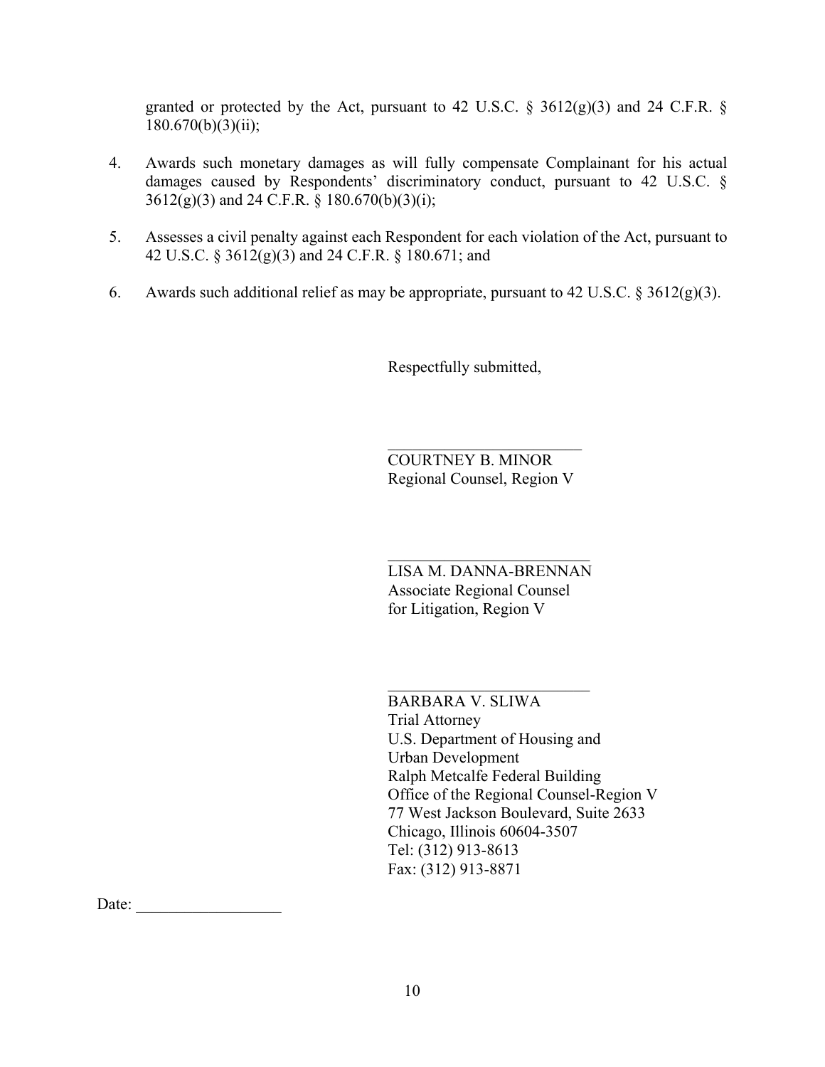granted or protected by the Act, pursuant to 42 U.S.C. § 3612(g)(3) and 24 C.F.R. § 180.670(b)(3)(ii);

4. Awards such monetary damages as will fully compensate Complainant for his actual damages caused by Respondents' discriminatory conduct, pursuant to 42 U.S.C. § 3612(g)(3) and 24 C.F.R. § 180.670(b)(3)(i);

5. Assesses a civil penalty against each Respondent for each violation of the Act, pursuant to 42 U.S.C. § 3612(g)(3) and 24 C.F.R. § 180.671; and

6. Awards such additional relief as may be appropriate, pursuant to 42 U.S.C. § 3612(g)(3).

Respectfully submitted,

\_\_\_\_\_\_\_\_\_\_\_\_\_\_\_\_\_\_\_\_\_\_\_\_\_
COURTNEY B. MINOR
Regional Counsel, Region V

\_\_\_\_\_\_\_\_\_\_\_\_\_\_\_\_\_\_\_\_\_\_\_\_\_
LISA M. DANNA-BRENNAN
Associate Regional Counsel
for Litigation, Region V

\_\_\_\_\_\_\_\_\_\_\_\_\_\_\_\_\_\_\_\_\_\_\_\_\_
BARBARA V. SLIWA
Trial Attorney
U.S. Department of Housing and
Urban Development
Ralph Metcalfe Federal Building
Office of the Regional Counsel-Region V
77 West Jackson Boulevard, Suite 2633
Chicago, Illinois 60604-3507
Tel: (312) 913-8613
Fax: (312) 913-8871

Date: \_\_\_\_\_\_\_\_\_\_\_\_\_\_\_\_\_\_